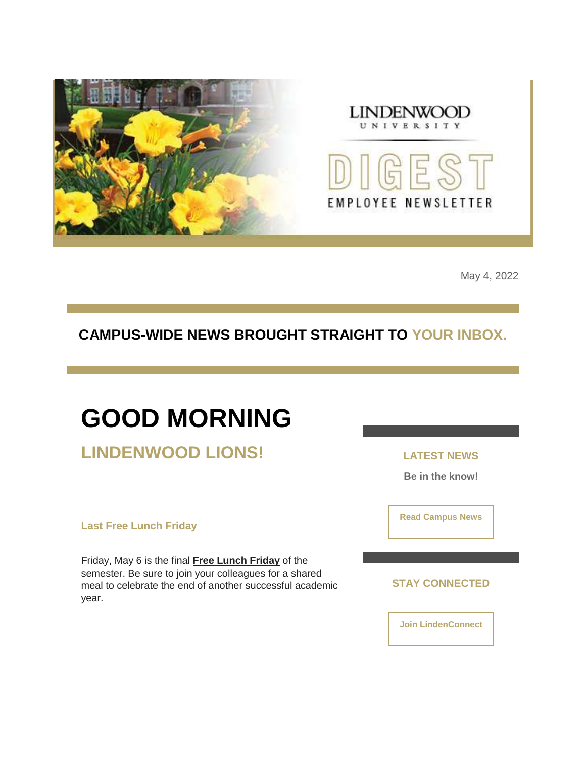LINDENWOOD UNIVERSITY

DIGEST

EMPLOYEE NEWSLETTER

May 4, 2022

## CAMPUS-WIDE NEWS BROUGHT STRAIGHT TO YOUR INBOX.

# GOOD MORNING

## LINDENWOOD LIONS!

### Last Free Lunch Friday

Friday, May 6 is the final **Free Lunch Friday** of the semester. Be sure to join your colleagues for a shared meal to celebrate the end of another successful academic year.

### LATEST NEWS

**Be in the know!**

**Read Campus News**

### STAY CONNECTED

**Join LindenConnect**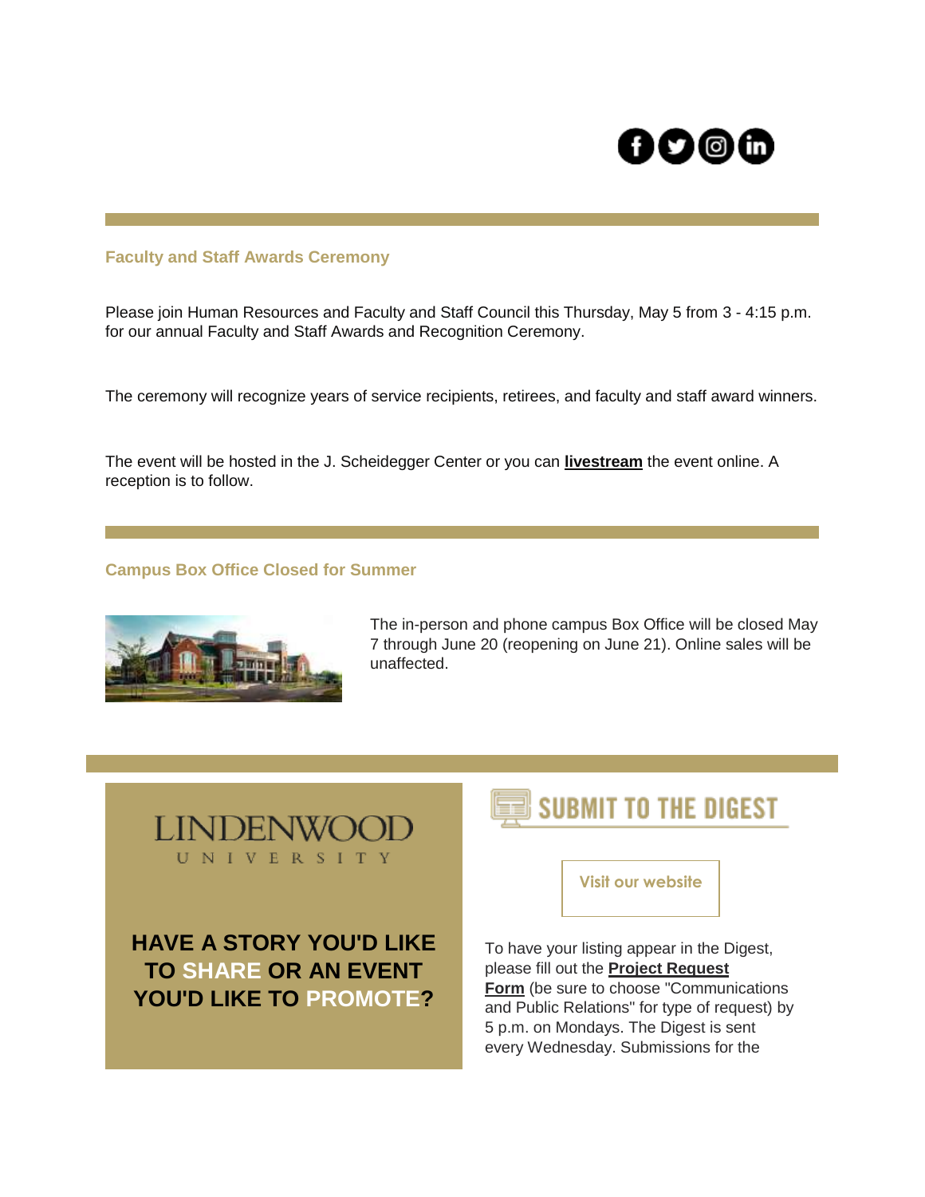### Faculty and Staff Awards Ceremony

Please join Human Resources and Faculty and Staff Council this Thursday, May 5 from 3 - 4:15 p.m. for our annual Faculty and Staff Awards and Recognition Ceremony.

The ceremony will recognize years of service recipients, retirees, and faculty and staff award winners.

The event will be hosted in the J. Scheidegger Center or you can **livestream** the event online. A reception is to follow.

### Campus Box Office Closed for Summer

The in-person and phone campus Box Office will be closed May 7 through June 20 (reopening on June 21). Online sales will be unaffected.

LINDENWOOD UNIVERSITY

**HAVE A STORY YOU'D LIKE TO SHARE OR AN EVENT YOU'D LIKE TO PROMOTE?**

## SUBMIT TO THE DIGEST

Visit our website

To have your listing appear in the Digest, please fill out the **Project Request Form** (be sure to choose "Communications and Public Relations" for type of request) by 5 p.m. on Mondays. The Digest is sent every Wednesday. Submissions for the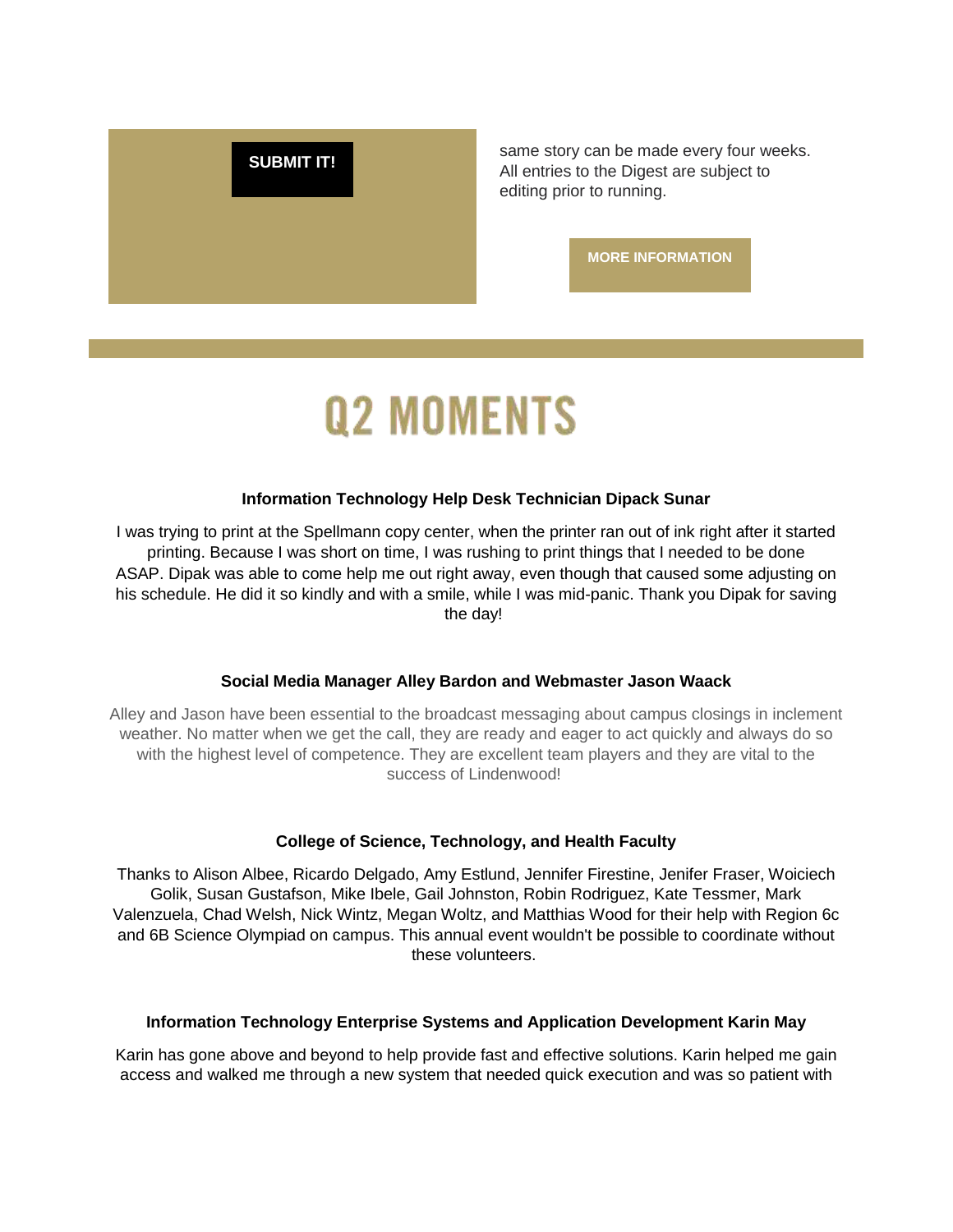**SUBMIT IT!**

same story can be made every four weeks. All entries to the Digest are subject to editing prior to running.

**MORE INFORMATION**

# Q2 MOMENTS

**Information Technology Help Desk Technician Dipack Sunar**

I was trying to print at the Spellmann copy center, when the printer ran out of ink right after it started printing. Because I was short on time, I was rushing to print things that I needed to be done ASAP. Dipak was able to come help me out right away, even though that caused some adjusting on his schedule. He did it so kindly and with a smile, while I was mid-panic. Thank you Dipak for saving the day!

**Social Media Manager Alley Bardon and Webmaster Jason Waack**

Alley and Jason have been essential to the broadcast messaging about campus closings in inclement weather. No matter when we get the call, they are ready and eager to act quickly and always do so with the highest level of competence. They are excellent team players and they are vital to the success of Lindenwood!

**College of Science, Technology, and Health Faculty**

Thanks to Alison Albee, Ricardo Delgado, Amy Estlund, Jennifer Firestine, Jenifer Fraser, Woiciech Golik, Susan Gustafson, Mike Ibele, Gail Johnston, Robin Rodriguez, Kate Tessmer, Mark Valenzuela, Chad Welsh, Nick Wintz, Megan Woltz, and Matthias Wood for their help with Region 6c and 6B Science Olympiad on campus. This annual event wouldn't be possible to coordinate without these volunteers.

**Information Technology Enterprise Systems and Application Development Karin May**

Karin has gone above and beyond to help provide fast and effective solutions. Karin helped me gain access and walked me through a new system that needed quick execution and was so patient with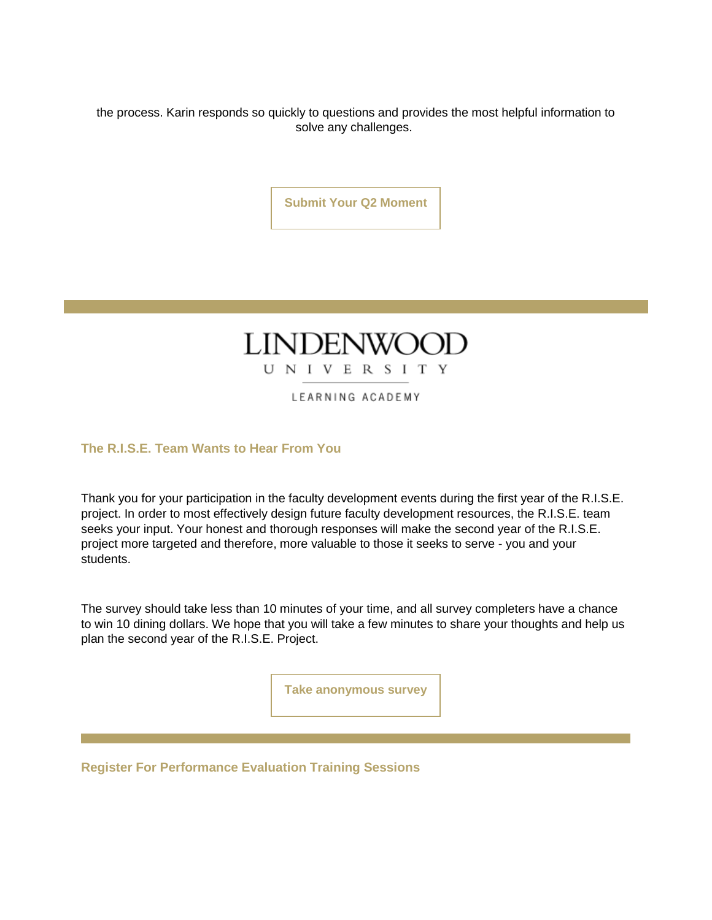the process. Karin responds so quickly to questions and provides the most helpful information to solve any challenges.

**Submit Your Q2 Moment**

---

LINDENWOOD
UNIVERSITY
LEARNING ACADEMY

### The R.I.S.E. Team Wants to Hear From You

Thank you for your participation in the faculty development events during the first year of the R.I.S.E. project. In order to most effectively design future faculty development resources, the R.I.S.E. team seeks your input. Your honest and thorough responses will make the second year of the R.I.S.E. project more targeted and therefore, more valuable to those it seeks to serve - you and your students.

The survey should take less than 10 minutes of your time, and all survey completers have a chance to win 10 dining dollars. We hope that you will take a few minutes to share your thoughts and help us plan the second year of the R.I.S.E. Project.

**Take anonymous survey**

---

### Register For Performance Evaluation Training Sessions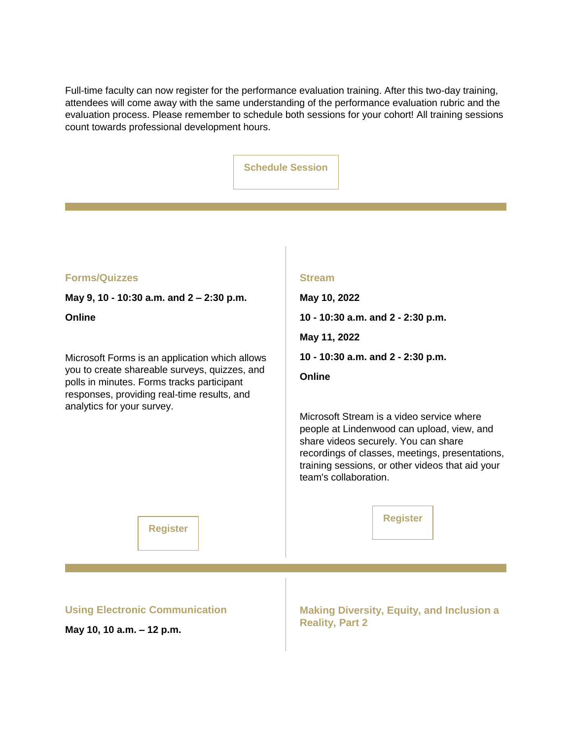Full-time faculty can now register for the performance evaluation training. After this two-day training, attendees will come away with the same understanding of the performance evaluation rubric and the evaluation process. Please remember to schedule both sessions for your cohort! All training sessions count towards professional development hours.

Schedule Session

---

### Forms/Quizzes

**May 9, 10 - 10:30 a.m. and 2 – 2:30 p.m.**

**Online**

Microsoft Forms is an application which allows you to create shareable surveys, quizzes, and polls in minutes. Forms tracks participant responses, providing real-time results, and analytics for your survey.

Register

### Stream

**May 10, 2022**

**10 - 10:30 a.m. and 2 - 2:30 p.m.**

**May 11, 2022**

**10 - 10:30 a.m. and 2 - 2:30 p.m.**

**Online**

Microsoft Stream is a video service where people at Lindenwood can upload, view, and share videos securely. You can share recordings of classes, meetings, presentations, training sessions, or other videos that aid your team's collaboration.

Register

---

### Using Electronic Communication

**May 10, 10 a.m. – 12 p.m.**

### Making Diversity, Equity, and Inclusion a Reality, Part 2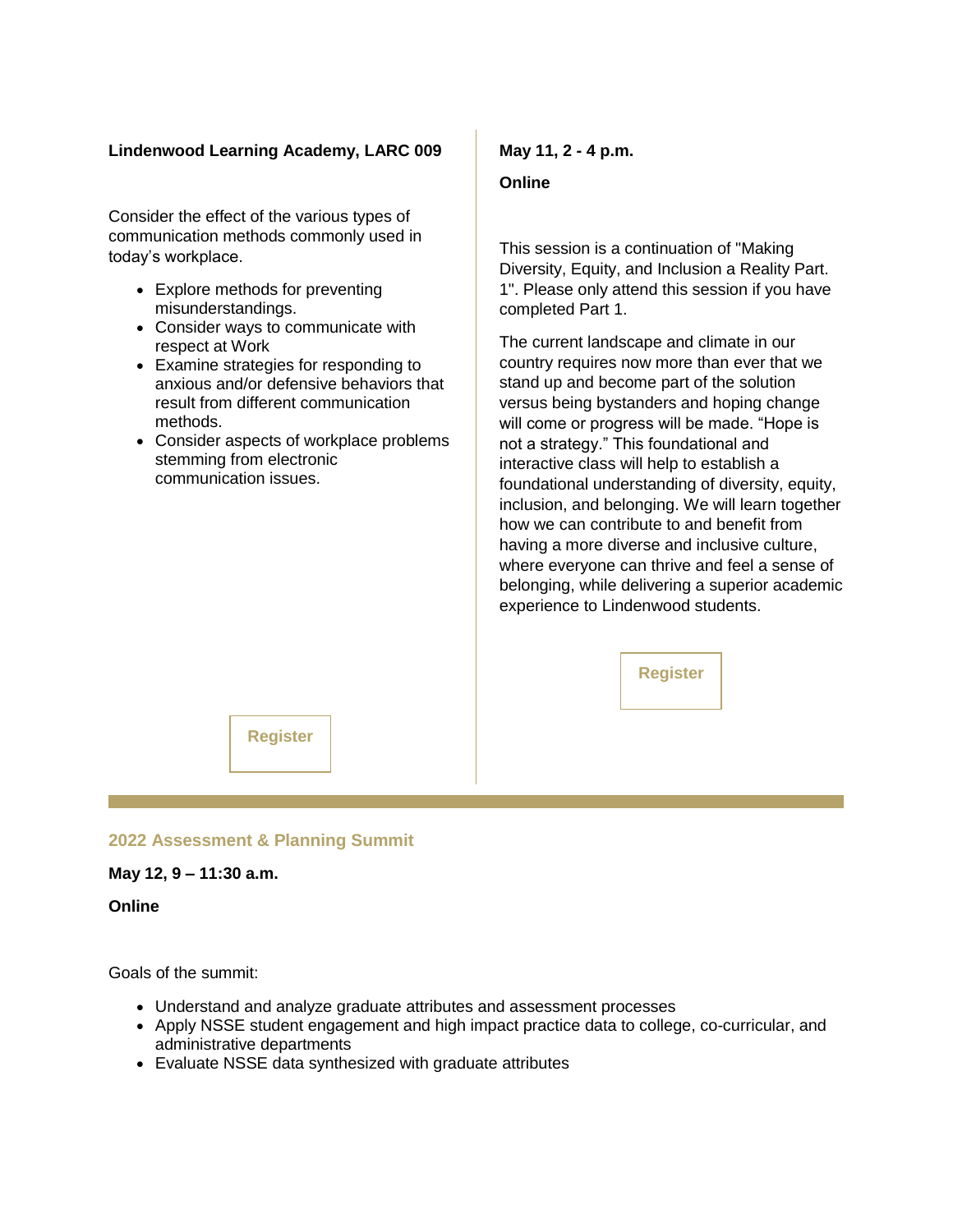**Lindenwood Learning Academy, LARC 009**

Consider the effect of the various types of communication methods commonly used in today's workplace.

- Explore methods for preventing misunderstandings.
- Consider ways to communicate with respect at Work
- Examine strategies for responding to anxious and/or defensive behaviors that result from different communication methods.
- Consider aspects of workplace problems stemming from electronic communication issues.

Register

**May 11, 2 - 4 p.m.**

**Online**

This session is a continuation of "Making Diversity, Equity, and Inclusion a Reality Part. 1". Please only attend this session if you have completed Part 1.

The current landscape and climate in our country requires now more than ever that we stand up and become part of the solution versus being bystanders and hoping change will come or progress will be made. "Hope is not a strategy." This foundational and interactive class will help to establish a foundational understanding of diversity, equity, inclusion, and belonging. We will learn together how we can contribute to and benefit from having a more diverse and inclusive culture, where everyone can thrive and feel a sense of belonging, while delivering a superior academic experience to Lindenwood students.

Register

---

## 2022 Assessment & Planning Summit

**May 12, 9 – 11:30 a.m.**

**Online**

Goals of the summit:

- Understand and analyze graduate attributes and assessment processes
- Apply NSSE student engagement and high impact practice data to college, co-curricular, and administrative departments
- Evaluate NSSE data synthesized with graduate attributes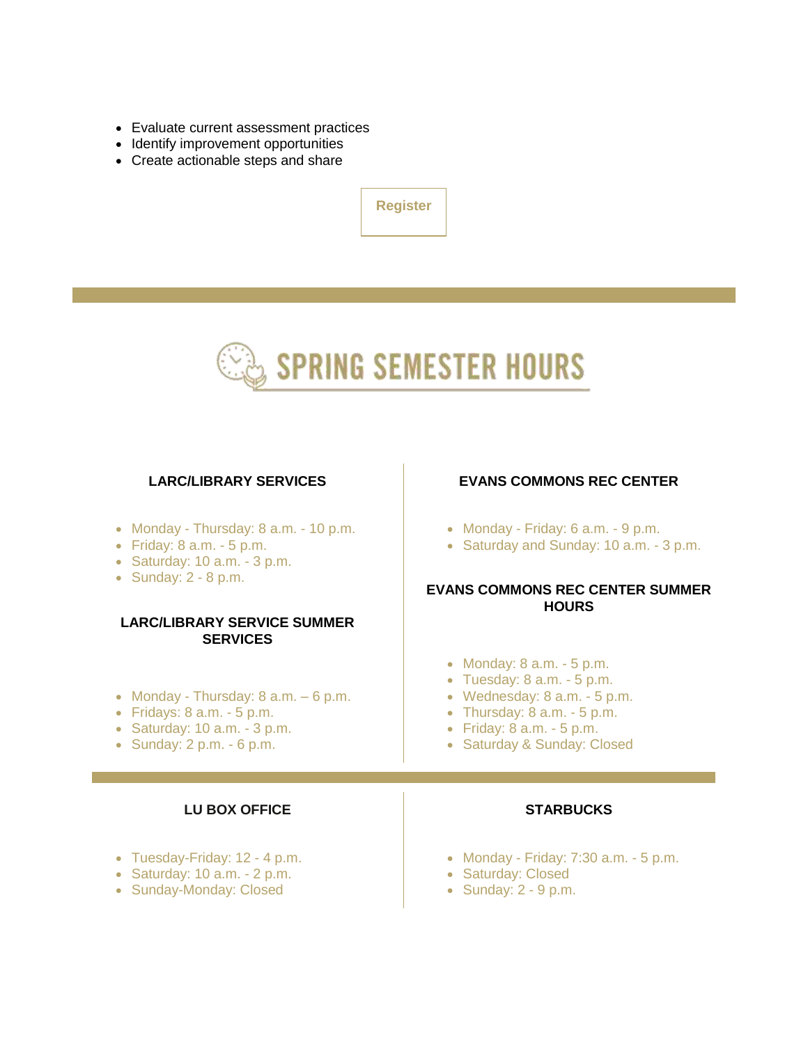- Evaluate current assessment practices
- Identify improvement opportunities
- Create actionable steps and share

Register

---

## SPRING SEMESTER HOURS

### LARC/LIBRARY SERVICES

- Monday - Thursday: 8 a.m. - 10 p.m.
- Friday: 8 a.m. - 5 p.m.
- Saturday: 10 a.m. - 3 p.m.
- Sunday: 2 - 8 p.m.

### LARC/LIBRARY SERVICE SUMMER SERVICES

- Monday - Thursday: 8 a.m. – 6 p.m.
- Fridays: 8 a.m. - 5 p.m.
- Saturday: 10 a.m. - 3 p.m.
- Sunday: 2 p.m. - 6 p.m.

### EVANS COMMONS REC CENTER

- Monday - Friday: 6 a.m. - 9 p.m.
- Saturday and Sunday: 10 a.m. - 3 p.m.

### EVANS COMMONS REC CENTER SUMMER HOURS

- Monday: 8 a.m. - 5 p.m.
- Tuesday: 8 a.m. - 5 p.m.
- Wednesday: 8 a.m. - 5 p.m.
- Thursday: 8 a.m. - 5 p.m.
- Friday: 8 a.m. - 5 p.m.
- Saturday & Sunday: Closed

---

### LU BOX OFFICE

- Tuesday-Friday: 12 - 4 p.m.
- Saturday: 10 a.m. - 2 p.m.
- Sunday-Monday: Closed

### STARBUCKS

- Monday - Friday: 7:30 a.m. - 5 p.m.
- Saturday: Closed
- Sunday: 2 - 9 p.m.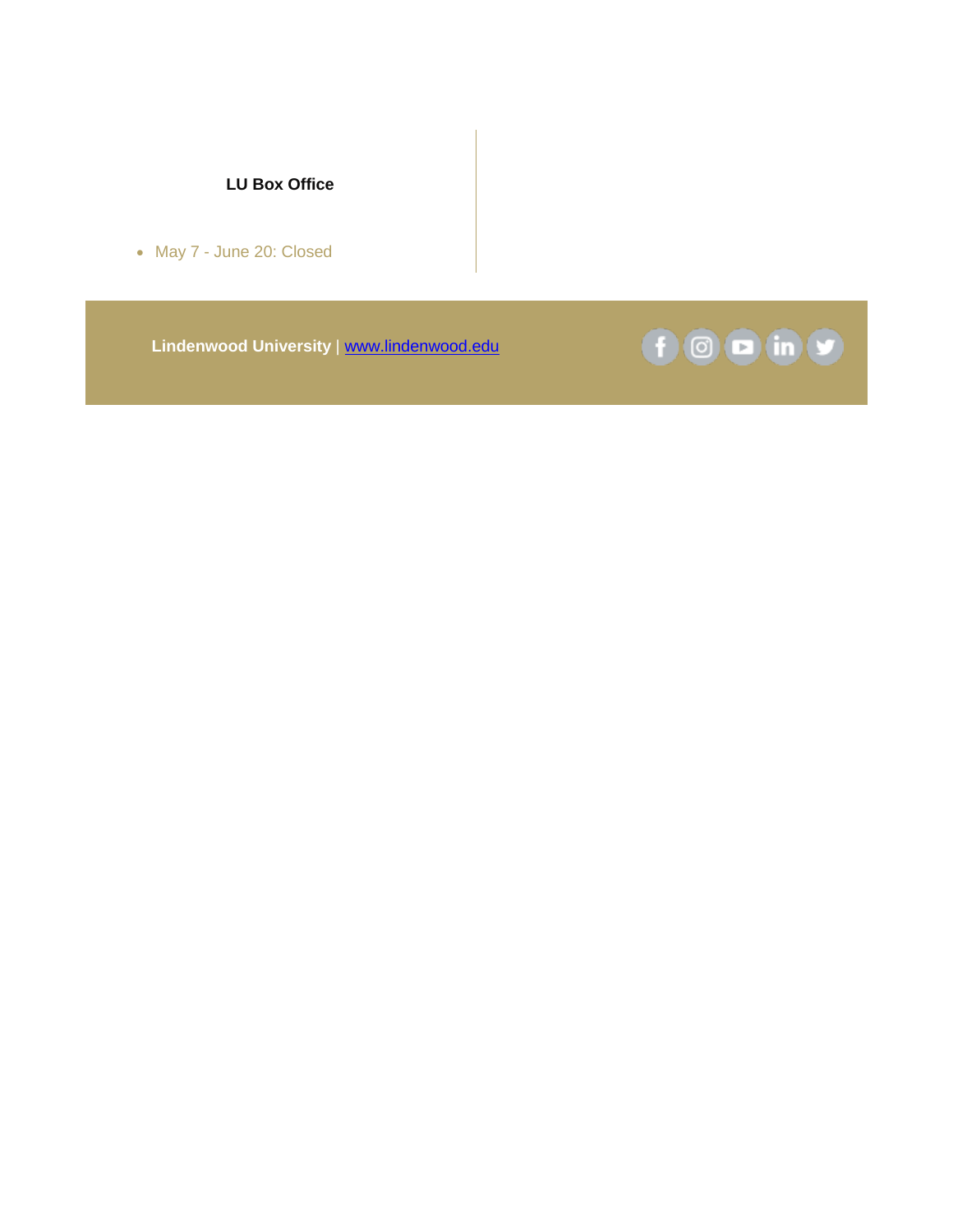**LU Box Office**

- May 7 - June 20: Closed

**Lindenwood University** | [www.lindenwood.edu](http://www.lindenwood.edu)